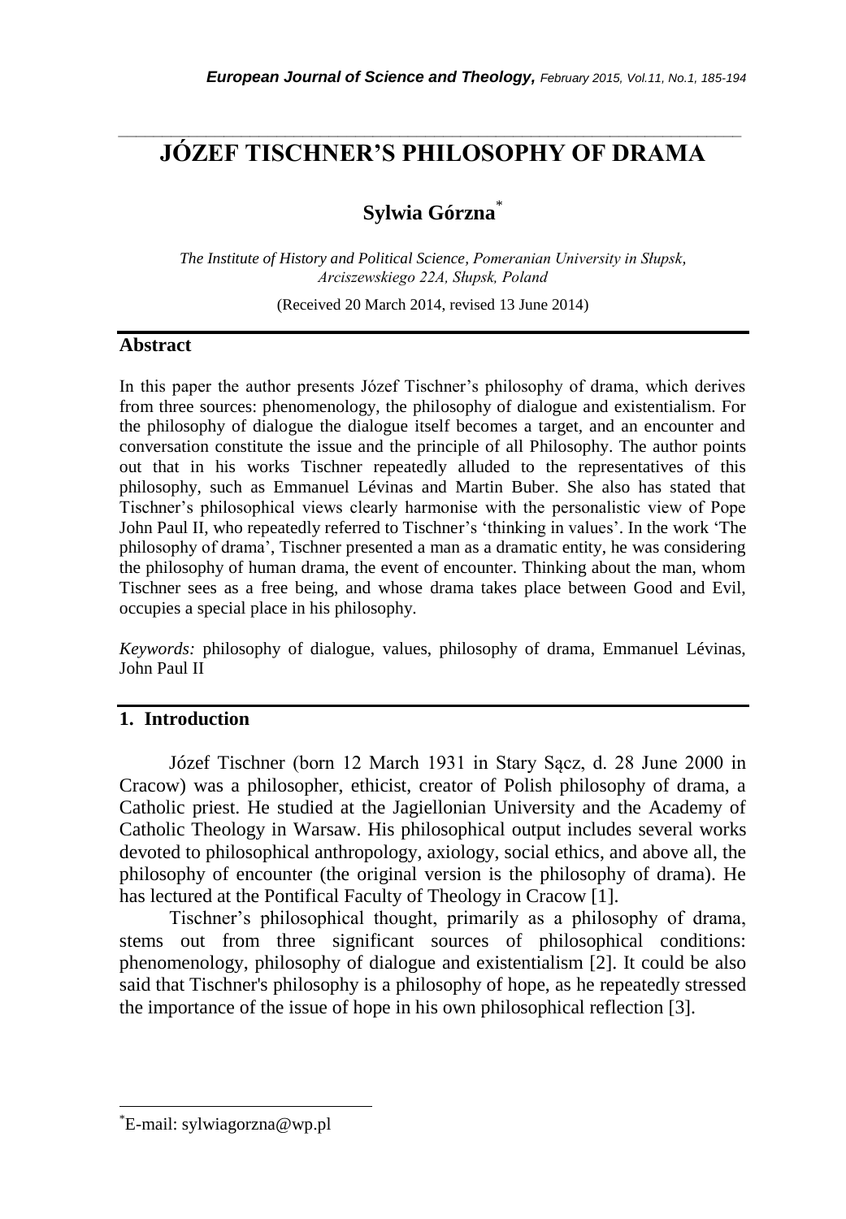# JÓZEF TISCHNER'S PHILOSOPHY OF DRAMA

**Sylwia Górzna**[*]

*The Institute of History and Political Science, Pomeranian University in Słupsk, Arciszewskiego 22A, Słupsk, Poland*

(Received 20 March 2014, revised 13 June 2014)

## Abstract

In this paper the author presents Józef Tischner's philosophy of drama, which derives from three sources: phenomenology, the philosophy of dialogue and existentialism. For the philosophy of dialogue the dialogue itself becomes a target, and an encounter and conversation constitute the issue and the principle of all Philosophy. The author points out that in his works Tischner repeatedly alluded to the representatives of this philosophy, such as Emmanuel Lévinas and Martin Buber. She also has stated that Tischner's philosophical views clearly harmonise with the personalistic view of Pope John Paul II, who repeatedly referred to Tischner's 'thinking in values'. In the work 'The philosophy of drama', Tischner presented a man as a dramatic entity, he was considering the philosophy of human drama, the event of encounter. Thinking about the man, whom Tischner sees as a free being, and whose drama takes place between Good and Evil, occupies a special place in his philosophy.

*Keywords:* philosophy of dialogue, values, philosophy of drama, Emmanuel Lévinas, John Paul II

## 1. Introduction

Józef Tischner (born 12 March 1931 in Stary Sącz, d. 28 June 2000 in Cracow) was a philosopher, ethicist, creator of Polish philosophy of drama, a Catholic priest. He studied at the Jagiellonian University and the Academy of Catholic Theology in Warsaw. His philosophical output includes several works devoted to philosophical anthropology, axiology, social ethics, and above all, the philosophy of encounter (the original version is the philosophy of drama). He has lectured at the Pontifical Faculty of Theology in Cracow [1].

Tischner's philosophical thought, primarily as a philosophy of drama, stems out from three significant sources of philosophical conditions: phenomenology, philosophy of dialogue and existentialism [2]. It could be also said that Tischner's philosophy is a philosophy of hope, as he repeatedly stressed the importance of the issue of hope in his own philosophical reflection [3].

---

[*]E-mail: sylwiagorzna@wp.pl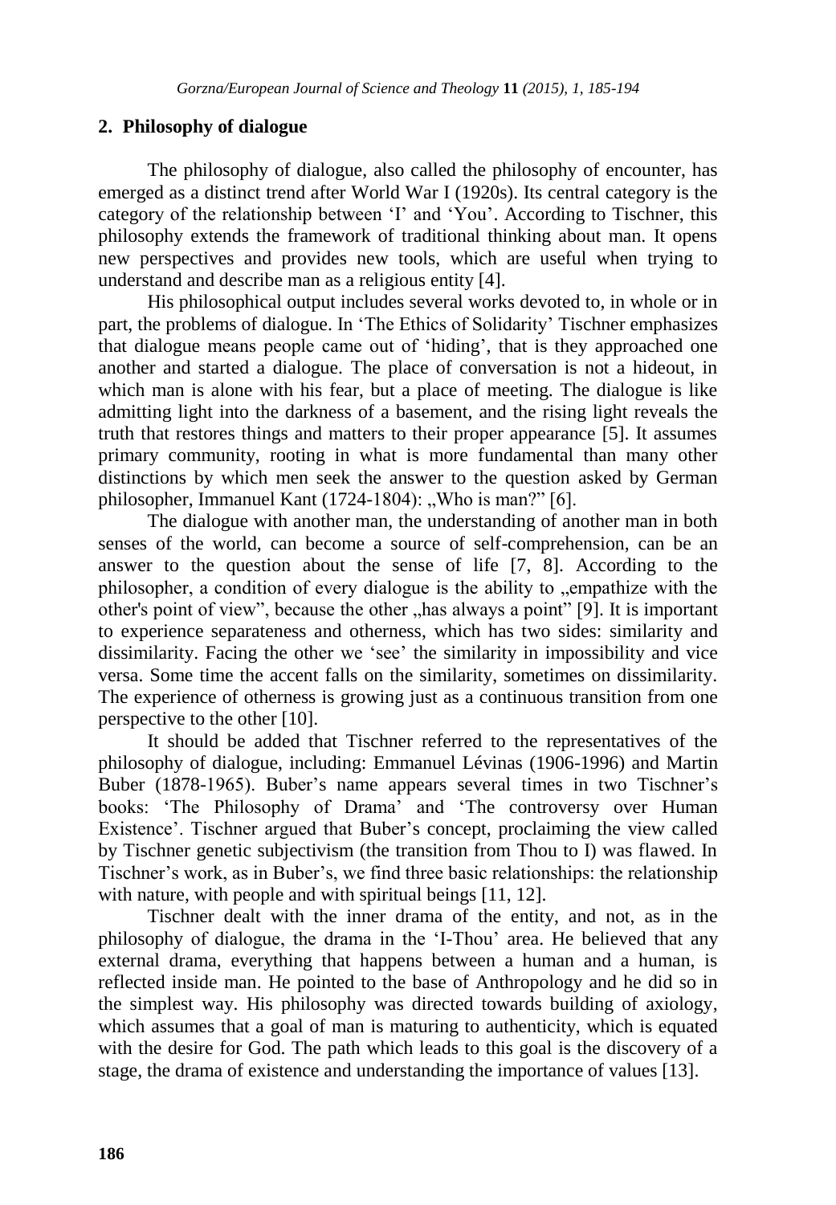## 2. Philosophy of dialogue

The philosophy of dialogue, also called the philosophy of encounter, has emerged as a distinct trend after World War I (1920s). Its central category is the category of the relationship between 'I' and 'You'. According to Tischner, this philosophy extends the framework of traditional thinking about man. It opens new perspectives and provides new tools, which are useful when trying to understand and describe man as a religious entity [4].

His philosophical output includes several works devoted to, in whole or in part, the problems of dialogue. In 'The Ethics of Solidarity' Tischner emphasizes that dialogue means people came out of 'hiding', that is they approached one another and started a dialogue. The place of conversation is not a hideout, in which man is alone with his fear, but a place of meeting. The dialogue is like admitting light into the darkness of a basement, and the rising light reveals the truth that restores things and matters to their proper appearance [5]. It assumes primary community, rooting in what is more fundamental than many other distinctions by which men seek the answer to the question asked by German philosopher, Immanuel Kant (1724-1804): „Who is man?" [6].

The dialogue with another man, the understanding of another man in both senses of the world, can become a source of self-comprehension, can be an answer to the question about the sense of life [7, 8]. According to the philosopher, a condition of every dialogue is the ability to „empathize with the other's point of view", because the other „has always a point" [9]. It is important to experience separateness and otherness, which has two sides: similarity and dissimilarity. Facing the other we 'see' the similarity in impossibility and vice versa. Some time the accent falls on the similarity, sometimes on dissimilarity. The experience of otherness is growing just as a continuous transition from one perspective to the other [10].

It should be added that Tischner referred to the representatives of the philosophy of dialogue, including: Emmanuel Lévinas (1906-1996) and Martin Buber (1878-1965). Buber's name appears several times in two Tischner's books: 'The Philosophy of Drama' and 'The controversy over Human Existence'. Tischner argued that Buber's concept, proclaiming the view called by Tischner genetic subjectivism (the transition from Thou to I) was flawed. In Tischner's work, as in Buber's, we find three basic relationships: the relationship with nature, with people and with spiritual beings [11, 12].

Tischner dealt with the inner drama of the entity, and not, as in the philosophy of dialogue, the drama in the 'I-Thou' area. He believed that any external drama, everything that happens between a human and a human, is reflected inside man. He pointed to the base of Anthropology and he did so in the simplest way. His philosophy was directed towards building of axiology, which assumes that a goal of man is maturing to authenticity, which is equated with the desire for God. The path which leads to this goal is the discovery of a stage, the drama of existence and understanding the importance of values [13].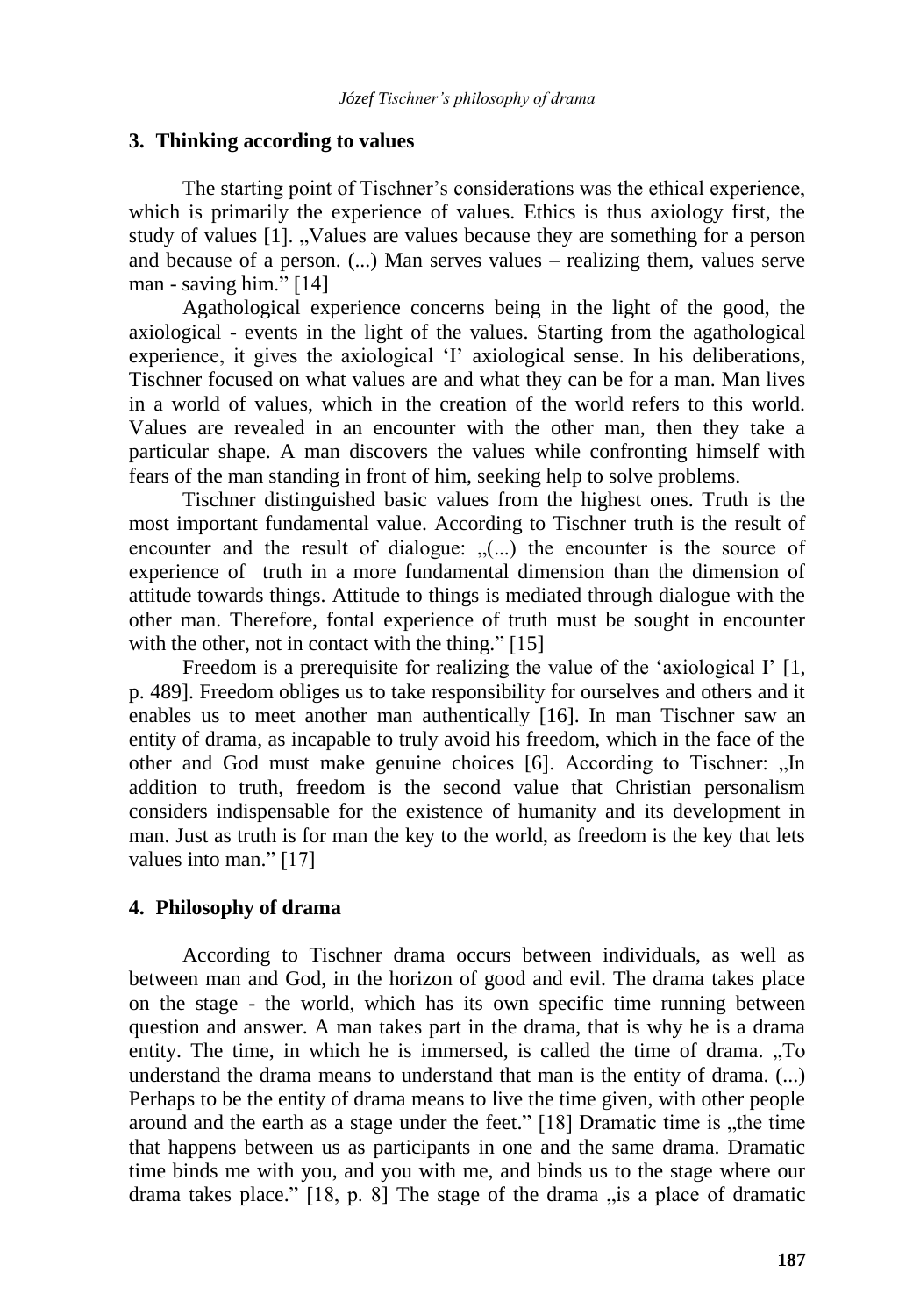## 3. Thinking according to values

The starting point of Tischner's considerations was the ethical experience, which is primarily the experience of values. Ethics is thus axiology first, the study of values [1]. „Values are values because they are something for a person and because of a person. (...) Man serves values – realizing them, values serve man - saving him." [14]

Agathological experience concerns being in the light of the good, the axiological - events in the light of the values. Starting from the agathological experience, it gives the axiological 'I' axiological sense. In his deliberations, Tischner focused on what values are and what they can be for a man. Man lives in a world of values, which in the creation of the world refers to this world. Values are revealed in an encounter with the other man, then they take a particular shape. A man discovers the values while confronting himself with fears of the man standing in front of him, seeking help to solve problems.

Tischner distinguished basic values from the highest ones. Truth is the most important fundamental value. According to Tischner truth is the result of encounter and the result of dialogue: „(...) the encounter is the source of experience of truth in a more fundamental dimension than the dimension of attitude towards things. Attitude to things is mediated through dialogue with the other man. Therefore, fontal experience of truth must be sought in encounter with the other, not in contact with the thing." [15]

Freedom is a prerequisite for realizing the value of the 'axiological I' [1, p. 489]. Freedom obliges us to take responsibility for ourselves and others and it enables us to meet another man authentically [16]. In man Tischner saw an entity of drama, as incapable to truly avoid his freedom, which in the face of the other and God must make genuine choices [6]. According to Tischner: „In addition to truth, freedom is the second value that Christian personalism considers indispensable for the existence of humanity and its development in man. Just as truth is for man the key to the world, as freedom is the key that lets values into man." [17]

## 4. Philosophy of drama

According to Tischner drama occurs between individuals, as well as between man and God, in the horizon of good and evil. The drama takes place on the stage - the world, which has its own specific time running between question and answer. A man takes part in the drama, that is why he is a drama entity. The time, in which he is immersed, is called the time of drama. „To understand the drama means to understand that man is the entity of drama. (...) Perhaps to be the entity of drama means to live the time given, with other people around and the earth as a stage under the feet." [18] Dramatic time is „the time that happens between us as participants in one and the same drama. Dramatic time binds me with you, and you with me, and binds us to the stage where our drama takes place." [18, p. 8] The stage of the drama „is a place of dramatic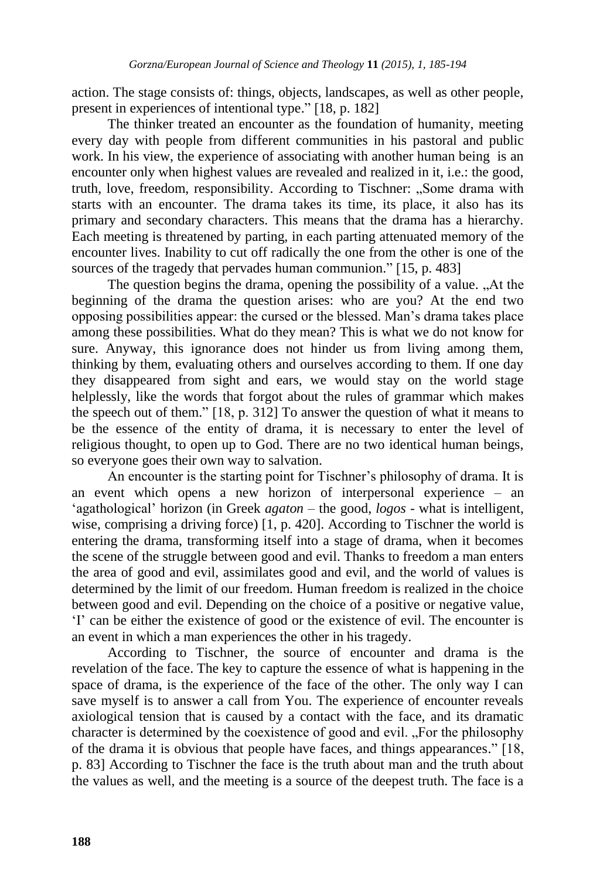action. The stage consists of: things, objects, landscapes, as well as other people, present in experiences of intentional type.” [18, p. 182]

The thinker treated an encounter as the foundation of humanity, meeting every day with people from different communities in his pastoral and public work. In his view, the experience of associating with another human being is an encounter only when highest values are revealed and realized in it, i.e.: the good, truth, love, freedom, responsibility. According to Tischner: „Some drama with starts with an encounter. The drama takes its time, its place, it also has its primary and secondary characters. This means that the drama has a hierarchy. Each meeting is threatened by parting, in each parting attenuated memory of the encounter lives. Inability to cut off radically the one from the other is one of the sources of the tragedy that pervades human communion.” [15, p. 483]

The question begins the drama, opening the possibility of a value. „At the beginning of the drama the question arises: who are you? At the end two opposing possibilities appear: the cursed or the blessed. Man’s drama takes place among these possibilities. What do they mean? This is what we do not know for sure. Anyway, this ignorance does not hinder us from living among them, thinking by them, evaluating others and ourselves according to them. If one day they disappeared from sight and ears, we would stay on the world stage helplessly, like the words that forgot about the rules of grammar which makes the speech out of them.” [18, p. 312] To answer the question of what it means to be the essence of the entity of drama, it is necessary to enter the level of religious thought, to open up to God. There are no two identical human beings, so everyone goes their own way to salvation.

An encounter is the starting point for Tischner’s philosophy of drama. It is an event which opens a new horizon of interpersonal experience – an ‘agathological’ horizon (in Greek *agaton* – the good, *logos* - what is intelligent, wise, comprising a driving force) [1, p. 420]. According to Tischner the world is entering the drama, transforming itself into a stage of drama, when it becomes the scene of the struggle between good and evil. Thanks to freedom a man enters the area of good and evil, assimilates good and evil, and the world of values is determined by the limit of our freedom. Human freedom is realized in the choice between good and evil. Depending on the choice of a positive or negative value, ‘I’ can be either the existence of good or the existence of evil. The encounter is an event in which a man experiences the other in his tragedy.

According to Tischner, the source of encounter and drama is the revelation of the face. The key to capture the essence of what is happening in the space of drama, is the experience of the face of the other. The only way I can save myself is to answer a call from You. The experience of encounter reveals axiological tension that is caused by a contact with the face, and its dramatic character is determined by the coexistence of good and evil. „For the philosophy of the drama it is obvious that people have faces, and things appearances.” [18, p. 83] According to Tischner the face is the truth about man and the truth about the values as well, and the meeting is a source of the deepest truth. The face is a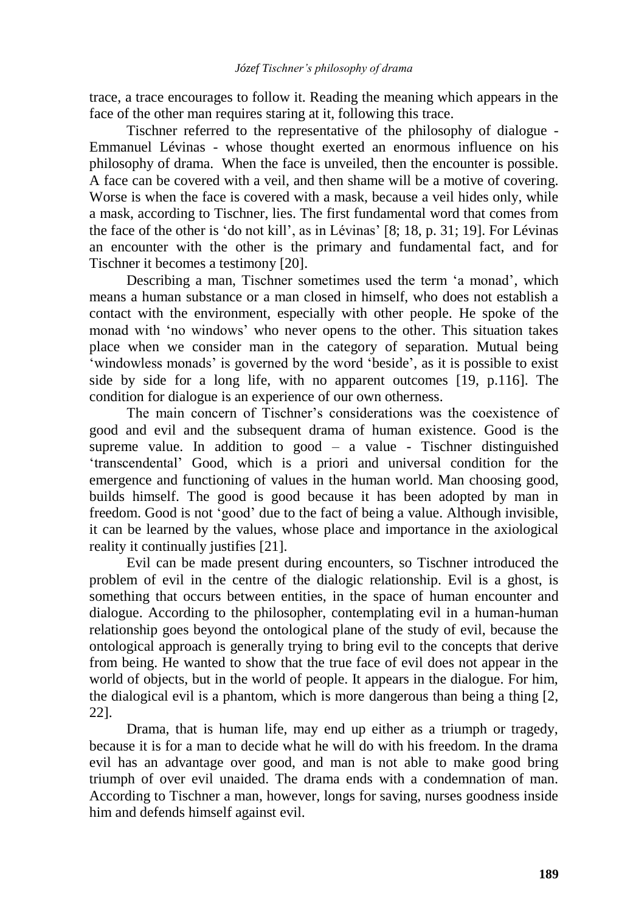trace, a trace encourages to follow it. Reading the meaning which appears in the face of the other man requires staring at it, following this trace.

Tischner referred to the representative of the philosophy of dialogue - Emmanuel Lévinas - whose thought exerted an enormous influence on his philosophy of drama. When the face is unveiled, then the encounter is possible. A face can be covered with a veil, and then shame will be a motive of covering. Worse is when the face is covered with a mask, because a veil hides only, while a mask, according to Tischner, lies. The first fundamental word that comes from the face of the other is 'do not kill', as in Lévinas' [8; 18, p. 31; 19]. For Lévinas an encounter with the other is the primary and fundamental fact, and for Tischner it becomes a testimony [20].

Describing a man, Tischner sometimes used the term 'a monad', which means a human substance or a man closed in himself, who does not establish a contact with the environment, especially with other people. He spoke of the monad with 'no windows' who never opens to the other. This situation takes place when we consider man in the category of separation. Mutual being 'windowless monads' is governed by the word 'beside', as it is possible to exist side by side for a long life, with no apparent outcomes [19, p.116]. The condition for dialogue is an experience of our own otherness.

The main concern of Tischner's considerations was the coexistence of good and evil and the subsequent drama of human existence. Good is the supreme value. In addition to good – a value - Tischner distinguished 'transcendental' Good, which is a priori and universal condition for the emergence and functioning of values in the human world. Man choosing good, builds himself. The good is good because it has been adopted by man in freedom. Good is not 'good' due to the fact of being a value. Although invisible, it can be learned by the values, whose place and importance in the axiological reality it continually justifies [21].

Evil can be made present during encounters, so Tischner introduced the problem of evil in the centre of the dialogic relationship. Evil is a ghost, is something that occurs between entities, in the space of human encounter and dialogue. According to the philosopher, contemplating evil in a human-human relationship goes beyond the ontological plane of the study of evil, because the ontological approach is generally trying to bring evil to the concepts that derive from being. He wanted to show that the true face of evil does not appear in the world of objects, but in the world of people. It appears in the dialogue. For him, the dialogical evil is a phantom, which is more dangerous than being a thing [2, 22].

Drama, that is human life, may end up either as a triumph or tragedy, because it is for a man to decide what he will do with his freedom. In the drama evil has an advantage over good, and man is not able to make good bring triumph of over evil unaided. The drama ends with a condemnation of man. According to Tischner a man, however, longs for saving, nurses goodness inside him and defends himself against evil.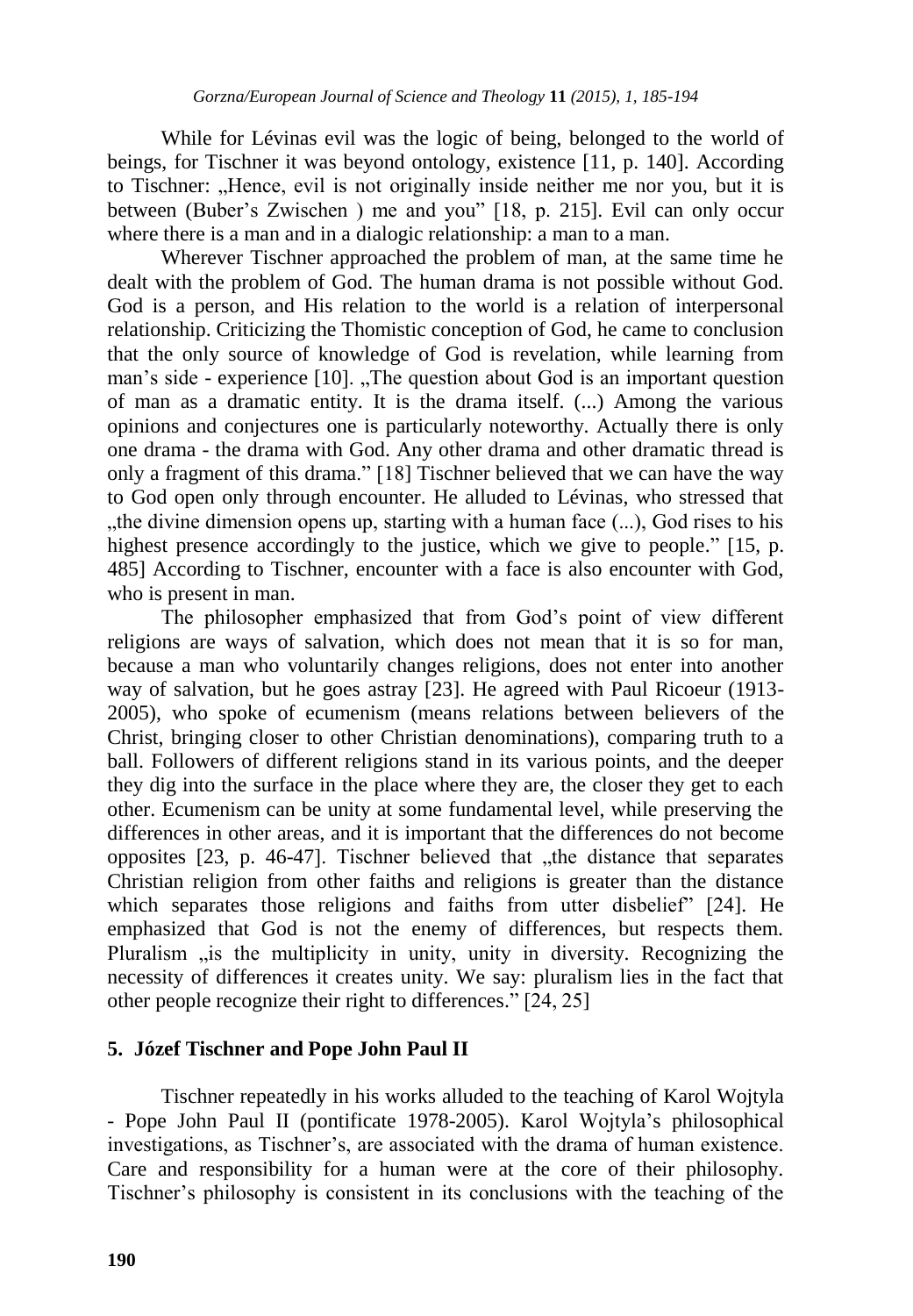While for Lévinas evil was the logic of being, belonged to the world of beings, for Tischner it was beyond ontology, existence [11, p. 140]. According to Tischner: „Hence, evil is not originally inside neither me nor you, but it is between (Buber's Zwischen ) me and you" [18, p. 215]. Evil can only occur where there is a man and in a dialogic relationship: a man to a man.

Wherever Tischner approached the problem of man, at the same time he dealt with the problem of God. The human drama is not possible without God. God is a person, and His relation to the world is a relation of interpersonal relationship. Criticizing the Thomistic conception of God, he came to conclusion that the only source of knowledge of God is revelation, while learning from man's side - experience [10]. „The question about God is an important question of man as a dramatic entity. It is the drama itself. (...) Among the various opinions and conjectures one is particularly noteworthy. Actually there is only one drama - the drama with God. Any other drama and other dramatic thread is only a fragment of this drama." [18] Tischner believed that we can have the way to God open only through encounter. He alluded to Lévinas, who stressed that „the divine dimension opens up, starting with a human face (...), God rises to his highest presence accordingly to the justice, which we give to people." [15, p. 485] According to Tischner, encounter with a face is also encounter with God, who is present in man.

The philosopher emphasized that from God's point of view different religions are ways of salvation, which does not mean that it is so for man, because a man who voluntarily changes religions, does not enter into another way of salvation, but he goes astray [23]. He agreed with Paul Ricoeur (1913-2005), who spoke of ecumenism (means relations between believers of the Christ, bringing closer to other Christian denominations), comparing truth to a ball. Followers of different religions stand in its various points, and the deeper they dig into the surface in the place where they are, the closer they get to each other. Ecumenism can be unity at some fundamental level, while preserving the differences in other areas, and it is important that the differences do not become opposites [23, p. 46-47]. Tischner believed that „the distance that separates Christian religion from other faiths and religions is greater than the distance which separates those religions and faiths from utter disbelief" [24]. He emphasized that God is not the enemy of differences, but respects them. Pluralism „is the multiplicity in unity, unity in diversity. Recognizing the necessity of differences it creates unity. We say: pluralism lies in the fact that other people recognize their right to differences." [24, 25]

## 5. Józef Tischner and Pope John Paul II

Tischner repeatedly in his works alluded to the teaching of Karol Wojtyla - Pope John Paul II (pontificate 1978-2005). Karol Wojtyla's philosophical investigations, as Tischner's, are associated with the drama of human existence. Care and responsibility for a human were at the core of their philosophy. Tischner's philosophy is consistent in its conclusions with the teaching of the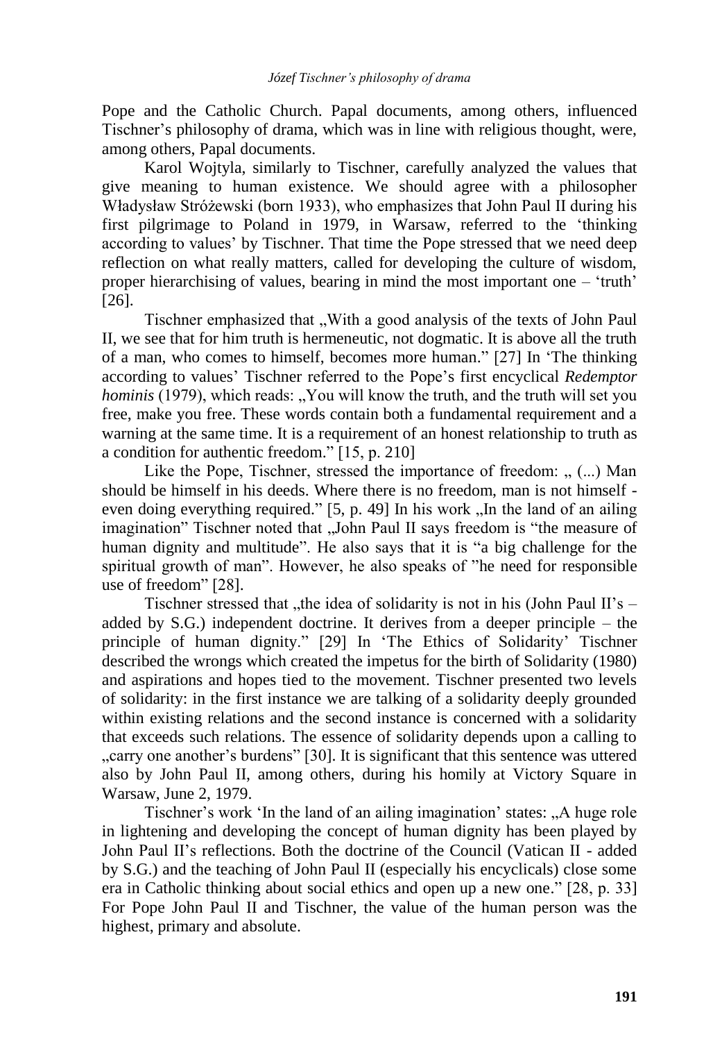Pope and the Catholic Church. Papal documents, among others, influenced Tischner's philosophy of drama, which was in line with religious thought, were, among others, Papal documents.

Karol Wojtyla, similarly to Tischner, carefully analyzed the values that give meaning to human existence. We should agree with a philosopher Władysław Stróżewski (born 1933), who emphasizes that John Paul II during his first pilgrimage to Poland in 1979, in Warsaw, referred to the 'thinking according to values' by Tischner. That time the Pope stressed that we need deep reflection on what really matters, called for developing the culture of wisdom, proper hierarchising of values, bearing in mind the most important one – 'truth' [26].

Tischner emphasized that „With a good analysis of the texts of John Paul II, we see that for him truth is hermeneutic, not dogmatic. It is above all the truth of a man, who comes to himself, becomes more human." [27] In 'The thinking according to values' Tischner referred to the Pope's first encyclical *Redemptor hominis* (1979), which reads: „You will know the truth, and the truth will set you free, make you free. These words contain both a fundamental requirement and a warning at the same time. It is a requirement of an honest relationship to truth as a condition for authentic freedom." [15, p. 210]

Like the Pope, Tischner, stressed the importance of freedom: „ (...) Man should be himself in his deeds. Where there is no freedom, man is not himself - even doing everything required." [5, p. 49] In his work „In the land of an ailing imagination" Tischner noted that „John Paul II says freedom is "the measure of human dignity and multitude". He also says that it is "a big challenge for the spiritual growth of man". However, he also speaks of "he need for responsible use of freedom" [28].

Tischner stressed that „the idea of solidarity is not in his (John Paul II's – added by S.G.) independent doctrine. It derives from a deeper principle – the principle of human dignity." [29] In 'The Ethics of Solidarity' Tischner described the wrongs which created the impetus for the birth of Solidarity (1980) and aspirations and hopes tied to the movement. Tischner presented two levels of solidarity: in the first instance we are talking of a solidarity deeply grounded within existing relations and the second instance is concerned with a solidarity that exceeds such relations. The essence of solidarity depends upon a calling to „carry one another's burdens" [30]. It is significant that this sentence was uttered also by John Paul II, among others, during his homily at Victory Square in Warsaw, June 2, 1979.

Tischner's work 'In the land of an ailing imagination' states: „A huge role in lightening and developing the concept of human dignity has been played by John Paul II's reflections. Both the doctrine of the Council (Vatican II - added by S.G.) and the teaching of John Paul II (especially his encyclicals) close some era in Catholic thinking about social ethics and open up a new one." [28, p. 33] For Pope John Paul II and Tischner, the value of the human person was the highest, primary and absolute.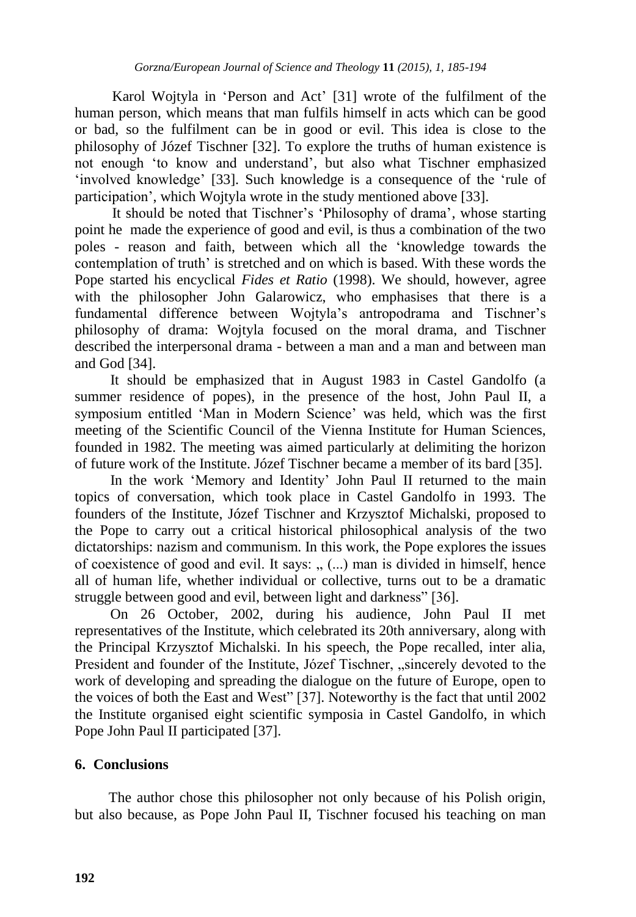Karol Wojtyla in 'Person and Act' [31] wrote of the fulfilment of the human person, which means that man fulfils himself in acts which can be good or bad, so the fulfilment can be in good or evil. This idea is close to the philosophy of Józef Tischner [32]. To explore the truths of human existence is not enough 'to know and understand', but also what Tischner emphasized 'involved knowledge' [33]. Such knowledge is a consequence of the 'rule of participation', which Wojtyla wrote in the study mentioned above [33].

It should be noted that Tischner's 'Philosophy of drama', whose starting point he made the experience of good and evil, is thus a combination of the two poles - reason and faith, between which all the 'knowledge towards the contemplation of truth' is stretched and on which is based. With these words the Pope started his encyclical *Fides et Ratio* (1998). We should, however, agree with the philosopher John Galarowicz, who emphasises that there is a fundamental difference between Wojtyla's antropodrama and Tischner's philosophy of drama: Wojtyla focused on the moral drama, and Tischner described the interpersonal drama - between a man and a man and between man and God [34].

It should be emphasized that in August 1983 in Castel Gandolfo (a summer residence of popes), in the presence of the host, John Paul II, a symposium entitled 'Man in Modern Science' was held, which was the first meeting of the Scientific Council of the Vienna Institute for Human Sciences, founded in 1982. The meeting was aimed particularly at delimiting the horizon of future work of the Institute. Józef Tischner became a member of its bard [35].

In the work 'Memory and Identity' John Paul II returned to the main topics of conversation, which took place in Castel Gandolfo in 1993. The founders of the Institute, Józef Tischner and Krzysztof Michalski, proposed to the Pope to carry out a critical historical philosophical analysis of the two dictatorships: nazism and communism. In this work, the Pope explores the issues of coexistence of good and evil. It says: „ (...) man is divided in himself, hence all of human life, whether individual or collective, turns out to be a dramatic struggle between good and evil, between light and darkness" [36].

On 26 October, 2002, during his audience, John Paul II met representatives of the Institute, which celebrated its 20th anniversary, along with the Principal Krzysztof Michalski. In his speech, the Pope recalled, inter alia, President and founder of the Institute, Józef Tischner, „sincerely devoted to the work of developing and spreading the dialogue on the future of Europe, open to the voices of both the East and West" [37]. Noteworthy is the fact that until 2002 the Institute organised eight scientific symposia in Castel Gandolfo, in which Pope John Paul II participated [37].

## 6. Conclusions

The author chose this philosopher not only because of his Polish origin, but also because, as Pope John Paul II, Tischner focused his teaching on man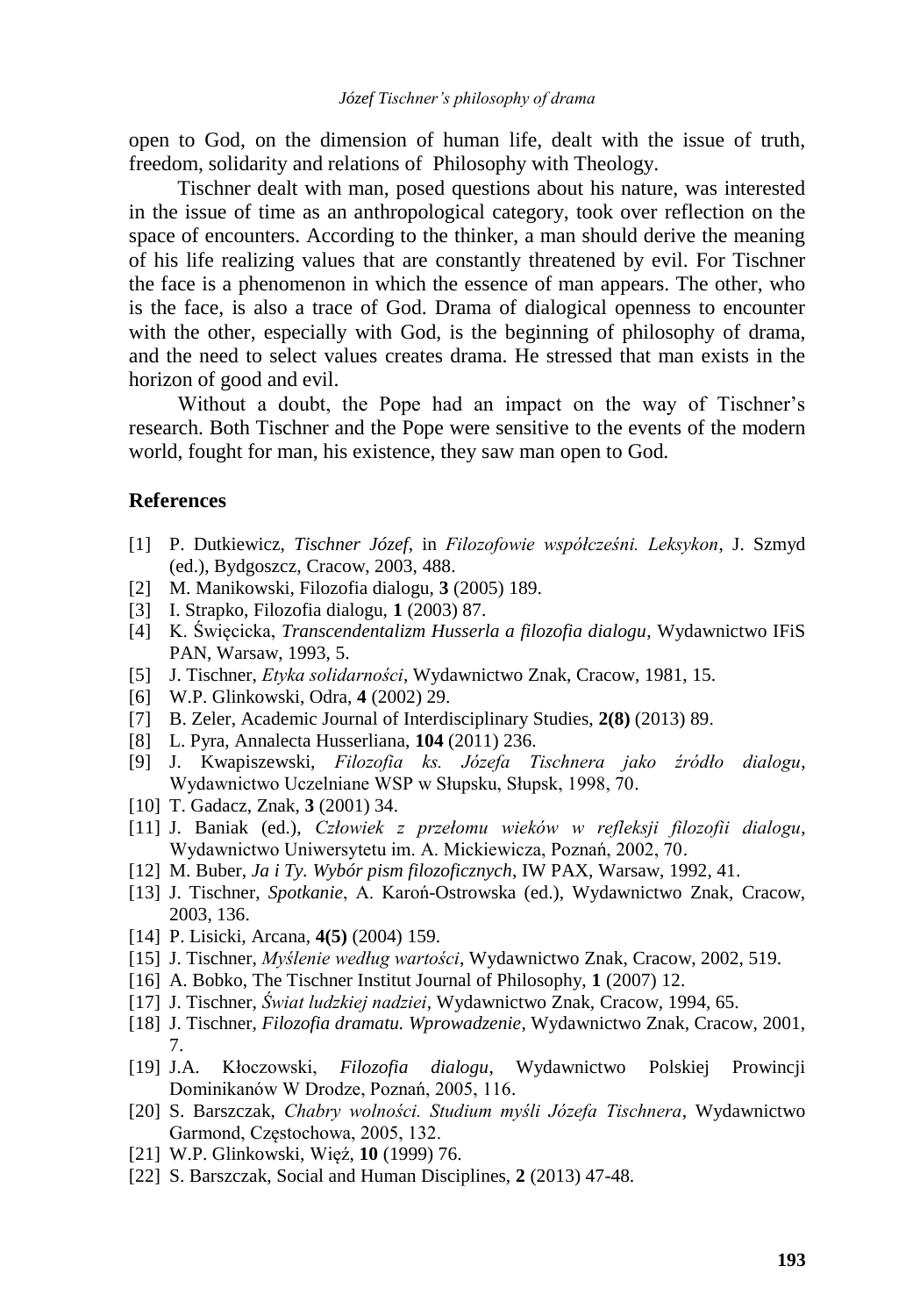open to God, on the dimension of human life, dealt with the issue of truth, freedom, solidarity and relations of Philosophy with Theology.

Tischner dealt with man, posed questions about his nature, was interested in the issue of time as an anthropological category, took over reflection on the space of encounters. According to the thinker, a man should derive the meaning of his life realizing values that are constantly threatened by evil. For Tischner the face is a phenomenon in which the essence of man appears. The other, who is the face, is also a trace of God. Drama of dialogical openness to encounter with the other, especially with God, is the beginning of philosophy of drama, and the need to select values creates drama. He stressed that man exists in the horizon of good and evil.

Without a doubt, the Pope had an impact on the way of Tischner's research. Both Tischner and the Pope were sensitive to the events of the modern world, fought for man, his existence, they saw man open to God.

## References

[1] P. Dutkiewicz, *Tischner Józef*, in *Filozofowie współcześni. Leksykon*, J. Szmyd (ed.), Bydgoszcz, Cracow, 2003, 488.

[2] M. Manikowski, Filozofia dialogu, **3** (2005) 189.

[3] I. Strapko, Filozofia dialogu, **1** (2003) 87.

[4] K. Święcicka, *Transcendentalizm Husserla a filozofia dialogu*, Wydawnictwo IFiS PAN, Warsaw, 1993, 5.

[5] J. Tischner, *Etyka solidarności*, Wydawnictwo Znak, Cracow, 1981, 15.

[6] W.P. Glinkowski, Odra, **4** (2002) 29.

[7] B. Zeler, Academic Journal of Interdisciplinary Studies, **2(8)** (2013) 89.

[8] L. Pyra, Annalecta Husserliana, **104** (2011) 236.

[9] J. Kwapiszewski, *Filozofia ks. Józefa Tischnera jako źródło dialogu*, Wydawnictwo Uczelniane WSP w Słupsku, Słupsk, 1998, 70.

[10] T. Gadacz, Znak, **3** (2001) 34.

[11] J. Baniak (ed.), *Człowiek z przełomu wieków w refleksji filozofii dialogu*, Wydawnictwo Uniwersytetu im. A. Mickiewicza, Poznań, 2002, 70.

[12] M. Buber, *Ja i Ty. Wybór pism filozoficznych*, IW PAX, Warsaw, 1992, 41.

[13] J. Tischner, *Spotkanie*, A. Karoń-Ostrowska (ed.), Wydawnictwo Znak, Cracow, 2003, 136.

[14] P. Lisicki, Arcana, **4(5)** (2004) 159.

[15] J. Tischner, *Myślenie według wartości*, Wydawnictwo Znak, Cracow, 2002, 519.

[16] A. Bobko, The Tischner Institut Journal of Philosophy, **1** (2007) 12.

[17] J. Tischner, *Świat ludzkiej nadziei*, Wydawnictwo Znak, Cracow, 1994, 65.

[18] J. Tischner, *Filozofia dramatu. Wprowadzenie*, Wydawnictwo Znak, Cracow, 2001, 7.

[19] J.A. Kłoczowski, *Filozofia dialogu*, Wydawnictwo Polskiej Prowincji Dominikanów W Drodze, Poznań, 2005, 116.

[20] S. Barszczak, *Chabry wolności. Studium myśli Józefa Tischnera*, Wydawnictwo Garmond, Częstochowa, 2005, 132.

[21] W.P. Glinkowski, Więź, **10** (1999) 76.

[22] S. Barszczak, Social and Human Disciplines, **2** (2013) 47-48.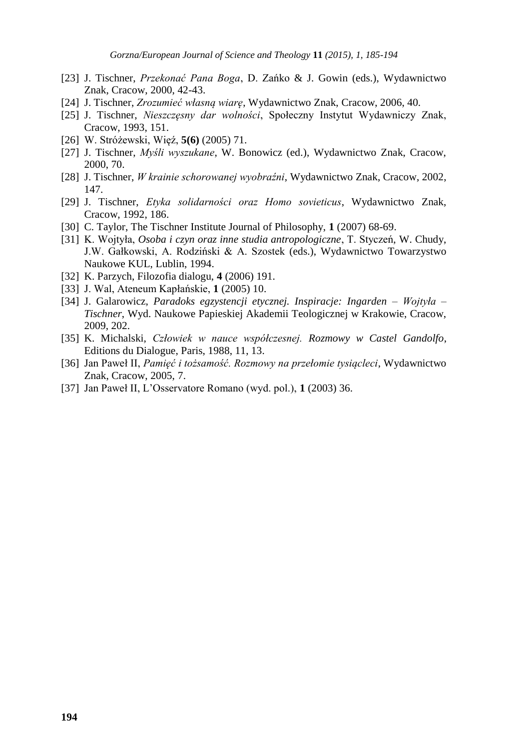[23] J. Tischner, *Przekonać Pana Boga*, D. Zańko & J. Gowin (eds.), Wydawnictwo Znak, Cracow, 2000, 42-43.

[24] J. Tischner, *Zrozumieć własną wiarę*, Wydawnictwo Znak, Cracow, 2006, 40.

[25] J. Tischner, *Nieszczęsny dar wolności*, Społeczny Instytut Wydawniczy Znak, Cracow, 1993, 151.

[26] W. Stróżewski, Więź, **5(6)** (2005) 71.

[27] J. Tischner, *Myśli wyszukane*, W. Bonowicz (ed.), Wydawnictwo Znak, Cracow, 2000, 70.

[28] J. Tischner, *W krainie schorowanej wyobraźni*, Wydawnictwo Znak, Cracow, 2002, 147.

[29] J. Tischner, *Etyka solidarności oraz Homo sovieticus*, Wydawnictwo Znak, Cracow, 1992, 186.

[30] C. Taylor, The Tischner Institute Journal of Philosophy, **1** (2007) 68-69.

[31] K. Wojtyła, *Osoba i czyn oraz inne studia antropologiczne*, T. Styczeń, W. Chudy, J.W. Gałkowski, A. Rodziński & A. Szostek (eds.), Wydawnictwo Towarzystwo Naukowe KUL, Lublin, 1994.

[32] K. Parzych, Filozofia dialogu, **4** (2006) 191.

[33] J. Wal, Ateneum Kapłańskie, **1** (2005) 10.

[34] J. Galarowicz, *Paradoks egzystencji etycznej. Inspiracje: Ingarden – Wojtyła – Tischner*, Wyd. Naukowe Papieskiej Akademii Teologicznej w Krakowie, Cracow, 2009, 202.

[35] K. Michalski, *Człowiek w nauce współczesnej. Rozmowy w Castel Gandolfo*, Editions du Dialogue, Paris, 1988, 11, 13.

[36] Jan Paweł II, *Pamięć i tożsamość. Rozmowy na przełomie tysiącleci*, Wydawnictwo Znak, Cracow, 2005, 7.

[37] Jan Paweł II, L'Osservatore Romano (wyd. pol.), **1** (2003) 36.